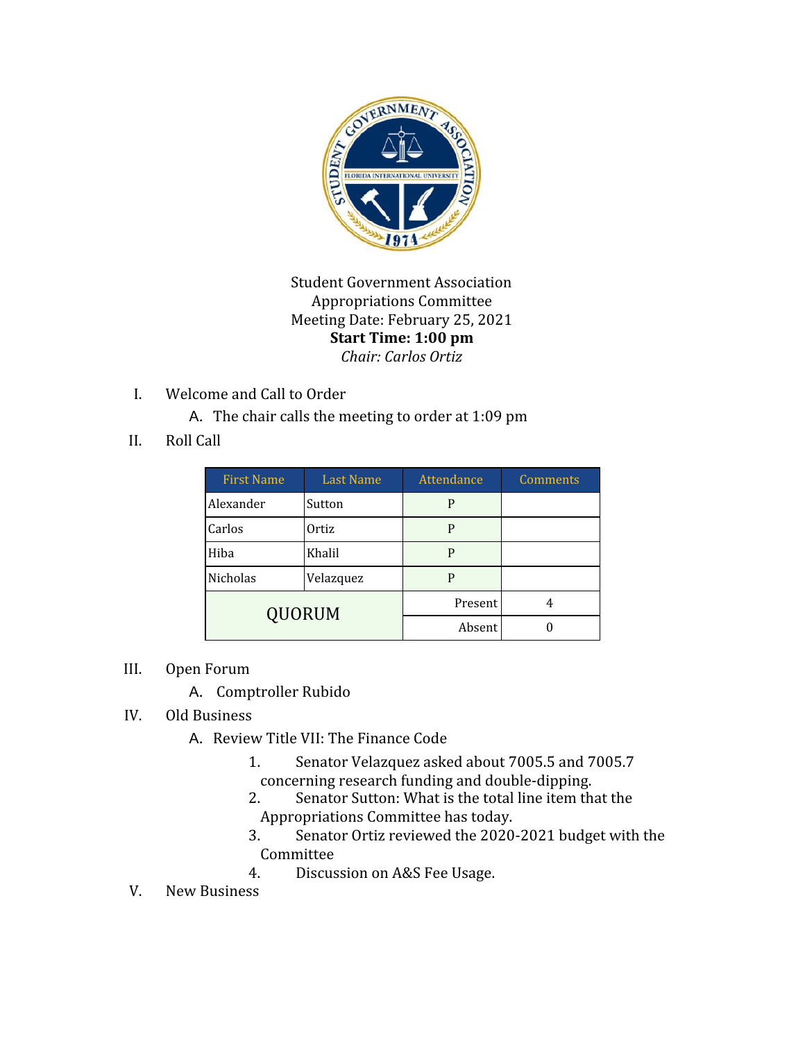Student Government Association
Appropriations Committee
Meeting Date: February 25, 2021
**Start Time: 1:00 pm**
*Chair: Carlos Ortiz*

I. Welcome and Call to Order
   A. The chair calls the meeting to order at 1:09 pm

II. Roll Call

| First Name | Last Name | Attendance | Comments |
|---|---|---|---|
| Alexander | Sutton | P | |
| Carlos | Ortiz | P | |
| Hiba | Khalil | P | |
| Nicholas | Velazquez | P | |
| QUORUM | | Present | 4 |
| | | Absent | 0 |

III. Open Forum
   A. Comptroller Rubido

IV. Old Business
   A. Review Title VII: The Finance Code
      1. Senator Velazquez asked about 7005.5 and 7005.7 concerning research funding and double-dipping.
      2. Senator Sutton: What is the total line item that the Appropriations Committee has today.
      3. Senator Ortiz reviewed the 2020-2021 budget with the Committee
      4. Discussion on A&S Fee Usage.

V. New Business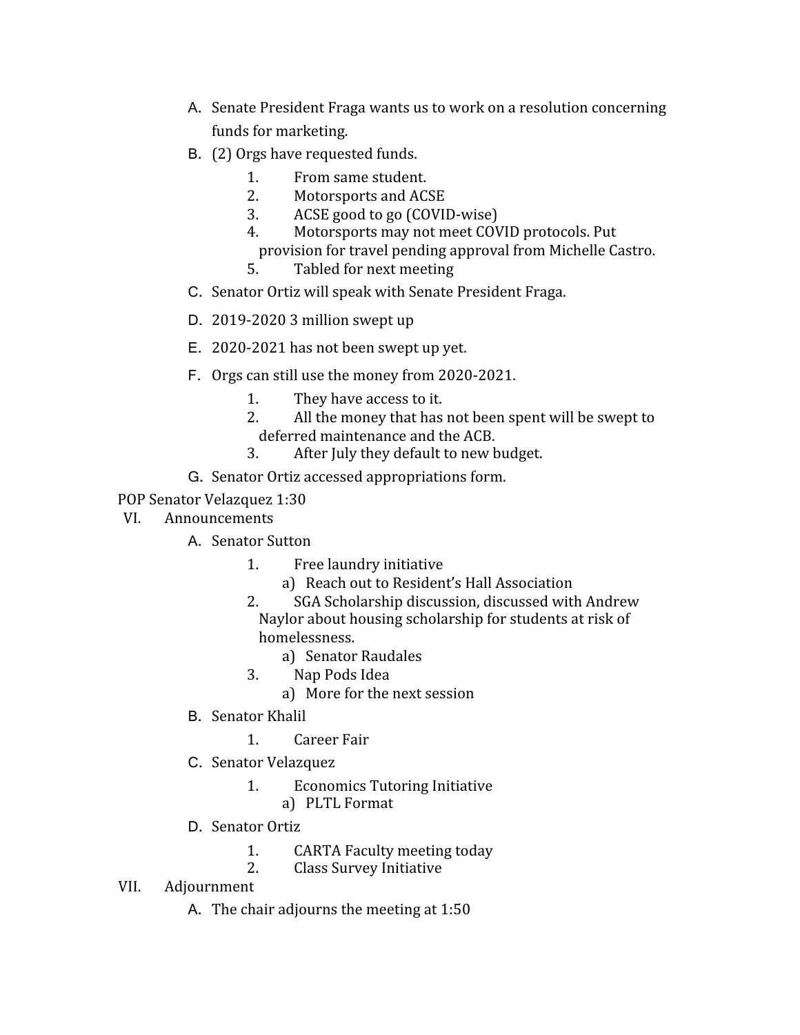A. Senate President Fraga wants us to work on a resolution concerning funds for marketing.
B. (2) Orgs have requested funds.
    1. From same student.
    2. Motorsports and ACSE
    3. ACSE good to go (COVID-wise)
    4. Motorsports may not meet COVID protocols. Put provision for travel pending approval from Michelle Castro.
    5. Tabled for next meeting
C. Senator Ortiz will speak with Senate President Fraga.
D. 2019-2020 3 million swept up
E. 2020-2021 has not been swept up yet.
F. Orgs can still use the money from 2020-2021.
    1. They have access to it.
    2. All the money that has not been spent will be swept to deferred maintenance and the ACB.
    3. After July they default to new budget.
G. Senator Ortiz accessed appropriations form.

POP Senator Velazquez 1:30

VI. Announcements
A. Senator Sutton
    1. Free laundry initiative
        a) Reach out to Resident's Hall Association
    2. SGA Scholarship discussion, discussed with Andrew Naylor about housing scholarship for students at risk of homelessness.
        a) Senator Raudales
    3. Nap Pods Idea
        a) More for the next session
B. Senator Khalil
    1. Career Fair
C. Senator Velazquez
    1. Economics Tutoring Initiative
        a) PLTL Format
D. Senator Ortiz
    1. CARTA Faculty meeting today
    2. Class Survey Initiative

VII. Adjournment
A. The chair adjourns the meeting at 1:50